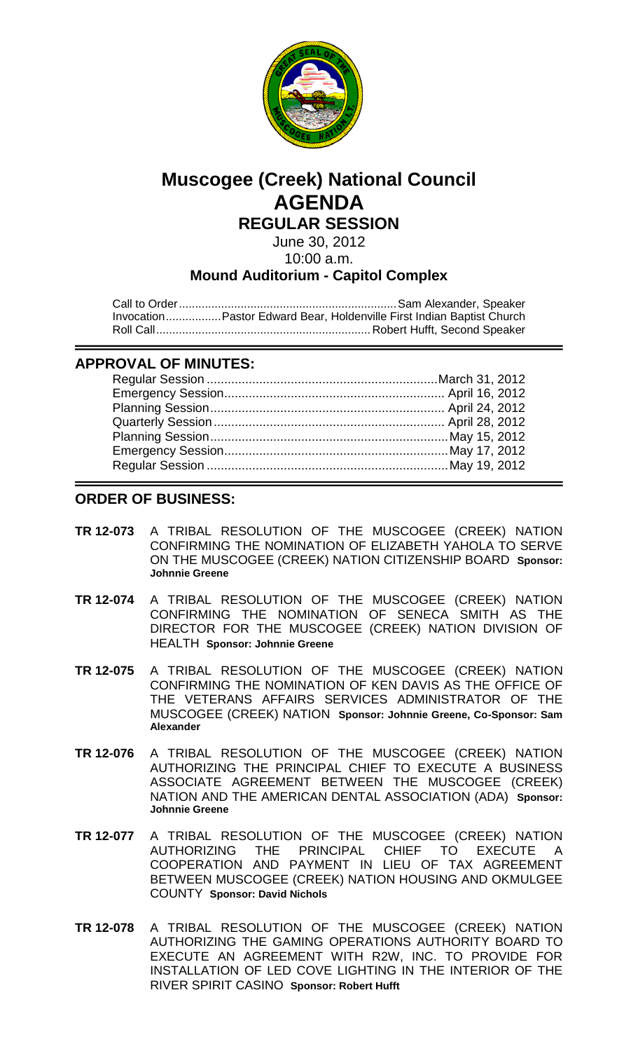# Muscogee (Creek) National Council

# AGENDA

## REGULAR SESSION

June 30, 2012

10:00 a.m.

### Mound Auditorium - Capitol Complex

Call to Order .................................................................Sam Alexander, Speaker
Invocation.................Pastor Edward Bear, Holdenville First Indian Baptist Church
Roll Call.................................................................Robert Hufft, Second Speaker

## APPROVAL OF MINUTES:

Regular Session ..................................................................March 31, 2012
Emergency Session.............................................................. April 16, 2012
Planning Session.................................................................. April 24, 2012
Quarterly Session ................................................................. April 28, 2012
Planning Session....................................................................May 15, 2012
Emergency Session................................................................May 17, 2012
Regular Session .....................................................................May 19, 2012

## ORDER OF BUSINESS:

**TR 12-073** A TRIBAL RESOLUTION OF THE MUSCOGEE (CREEK) NATION CONFIRMING THE NOMINATION OF ELIZABETH YAHOLA TO SERVE ON THE MUSCOGEE (CREEK) NATION CITIZENSHIP BOARD **Sponsor: Johnnie Greene**

**TR 12-074** A TRIBAL RESOLUTION OF THE MUSCOGEE (CREEK) NATION CONFIRMING THE NOMINATION OF SENECA SMITH AS THE DIRECTOR FOR THE MUSCOGEE (CREEK) NATION DIVISION OF HEALTH **Sponsor: Johnnie Greene**

**TR 12-075** A TRIBAL RESOLUTION OF THE MUSCOGEE (CREEK) NATION CONFIRMING THE NOMINATION OF KEN DAVIS AS THE OFFICE OF THE VETERANS AFFAIRS SERVICES ADMINISTRATOR OF THE MUSCOGEE (CREEK) NATION **Sponsor: Johnnie Greene, Co-Sponsor: Sam Alexander**

**TR 12-076** A TRIBAL RESOLUTION OF THE MUSCOGEE (CREEK) NATION AUTHORIZING THE PRINCIPAL CHIEF TO EXECUTE A BUSINESS ASSOCIATE AGREEMENT BETWEEN THE MUSCOGEE (CREEK) NATION AND THE AMERICAN DENTAL ASSOCIATION (ADA) **Sponsor: Johnnie Greene**

**TR 12-077** A TRIBAL RESOLUTION OF THE MUSCOGEE (CREEK) NATION AUTHORIZING THE PRINCIPAL CHIEF TO EXECUTE A COOPERATION AND PAYMENT IN LIEU OF TAX AGREEMENT BETWEEN MUSCOGEE (CREEK) NATION HOUSING AND OKMULGEE COUNTY **Sponsor: David Nichols**

**TR 12-078** A TRIBAL RESOLUTION OF THE MUSCOGEE (CREEK) NATION AUTHORIZING THE GAMING OPERATIONS AUTHORITY BOARD TO EXECUTE AN AGREEMENT WITH R2W, INC. TO PROVIDE FOR INSTALLATION OF LED COVE LIGHTING IN THE INTERIOR OF THE RIVER SPIRIT CASINO **Sponsor: Robert Hufft**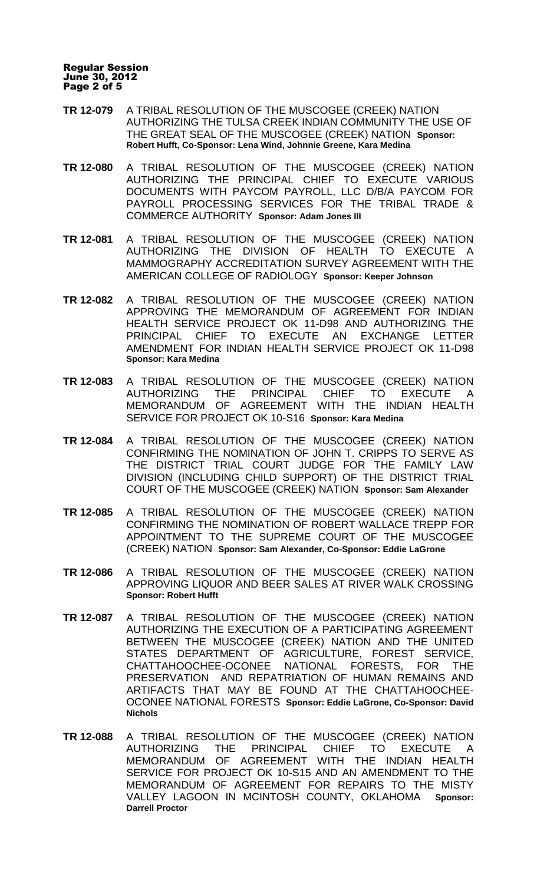**TR 12-079** A TRIBAL RESOLUTION OF THE MUSCOGEE (CREEK) NATION AUTHORIZING THE TULSA CREEK INDIAN COMMUNITY THE USE OF THE GREAT SEAL OF THE MUSCOGEE (CREEK) NATION **Sponsor: Robert Hufft, Co-Sponsor: Lena Wind, Johnnie Greene, Kara Medina**

**TR 12-080** A TRIBAL RESOLUTION OF THE MUSCOGEE (CREEK) NATION AUTHORIZING THE PRINCIPAL CHIEF TO EXECUTE VARIOUS DOCUMENTS WITH PAYCOM PAYROLL, LLC D/B/A PAYCOM FOR PAYROLL PROCESSING SERVICES FOR THE TRIBAL TRADE & COMMERCE AUTHORITY **Sponsor: Adam Jones III**

**TR 12-081** A TRIBAL RESOLUTION OF THE MUSCOGEE (CREEK) NATION AUTHORIZING THE DIVISION OF HEALTH TO EXECUTE A MAMMOGRAPHY ACCREDITATION SURVEY AGREEMENT WITH THE AMERICAN COLLEGE OF RADIOLOGY **Sponsor: Keeper Johnson**

**TR 12-082** A TRIBAL RESOLUTION OF THE MUSCOGEE (CREEK) NATION APPROVING THE MEMORANDUM OF AGREEMENT FOR INDIAN HEALTH SERVICE PROJECT OK 11-D98 AND AUTHORIZING THE PRINCIPAL CHIEF TO EXECUTE AN EXCHANGE LETTER AMENDMENT FOR INDIAN HEALTH SERVICE PROJECT OK 11-D98 **Sponsor: Kara Medina**

**TR 12-083** A TRIBAL RESOLUTION OF THE MUSCOGEE (CREEK) NATION AUTHORIZING THE PRINCIPAL CHIEF TO EXECUTE A MEMORANDUM OF AGREEMENT WITH THE INDIAN HEALTH SERVICE FOR PROJECT OK 10-S16 **Sponsor: Kara Medina**

**TR 12-084** A TRIBAL RESOLUTION OF THE MUSCOGEE (CREEK) NATION CONFIRMING THE NOMINATION OF JOHN T. CRIPPS TO SERVE AS THE DISTRICT TRIAL COURT JUDGE FOR THE FAMILY LAW DIVISION (INCLUDING CHILD SUPPORT) OF THE DISTRICT TRIAL COURT OF THE MUSCOGEE (CREEK) NATION **Sponsor: Sam Alexander**

**TR 12-085** A TRIBAL RESOLUTION OF THE MUSCOGEE (CREEK) NATION CONFIRMING THE NOMINATION OF ROBERT WALLACE TREPP FOR APPOINTMENT TO THE SUPREME COURT OF THE MUSCOGEE (CREEK) NATION **Sponsor: Sam Alexander, Co-Sponsor: Eddie LaGrone**

**TR 12-086** A TRIBAL RESOLUTION OF THE MUSCOGEE (CREEK) NATION APPROVING LIQUOR AND BEER SALES AT RIVER WALK CROSSING **Sponsor: Robert Hufft**

**TR 12-087** A TRIBAL RESOLUTION OF THE MUSCOGEE (CREEK) NATION AUTHORIZING THE EXECUTION OF A PARTICIPATING AGREEMENT BETWEEN THE MUSCOGEE (CREEK) NATION AND THE UNITED STATES DEPARTMENT OF AGRICULTURE, FOREST SERVICE, CHATTAHOOCHEE-OCONEE NATIONAL FORESTS, FOR THE PRESERVATION AND REPATRIATION OF HUMAN REMAINS AND ARTIFACTS THAT MAY BE FOUND AT THE CHATTAHOOCHEE-OCONEE NATIONAL FORESTS **Sponsor: Eddie LaGrone, Co-Sponsor: David Nichols**

**TR 12-088** A TRIBAL RESOLUTION OF THE MUSCOGEE (CREEK) NATION AUTHORIZING THE PRINCIPAL CHIEF TO EXECUTE A MEMORANDUM OF AGREEMENT WITH THE INDIAN HEALTH SERVICE FOR PROJECT OK 10-S15 AND AN AMENDMENT TO THE MEMORANDUM OF AGREEMENT FOR REPAIRS TO THE MISTY VALLEY LAGOON IN MCINTOSH COUNTY, OKLAHOMA **Sponsor: Darrell Proctor**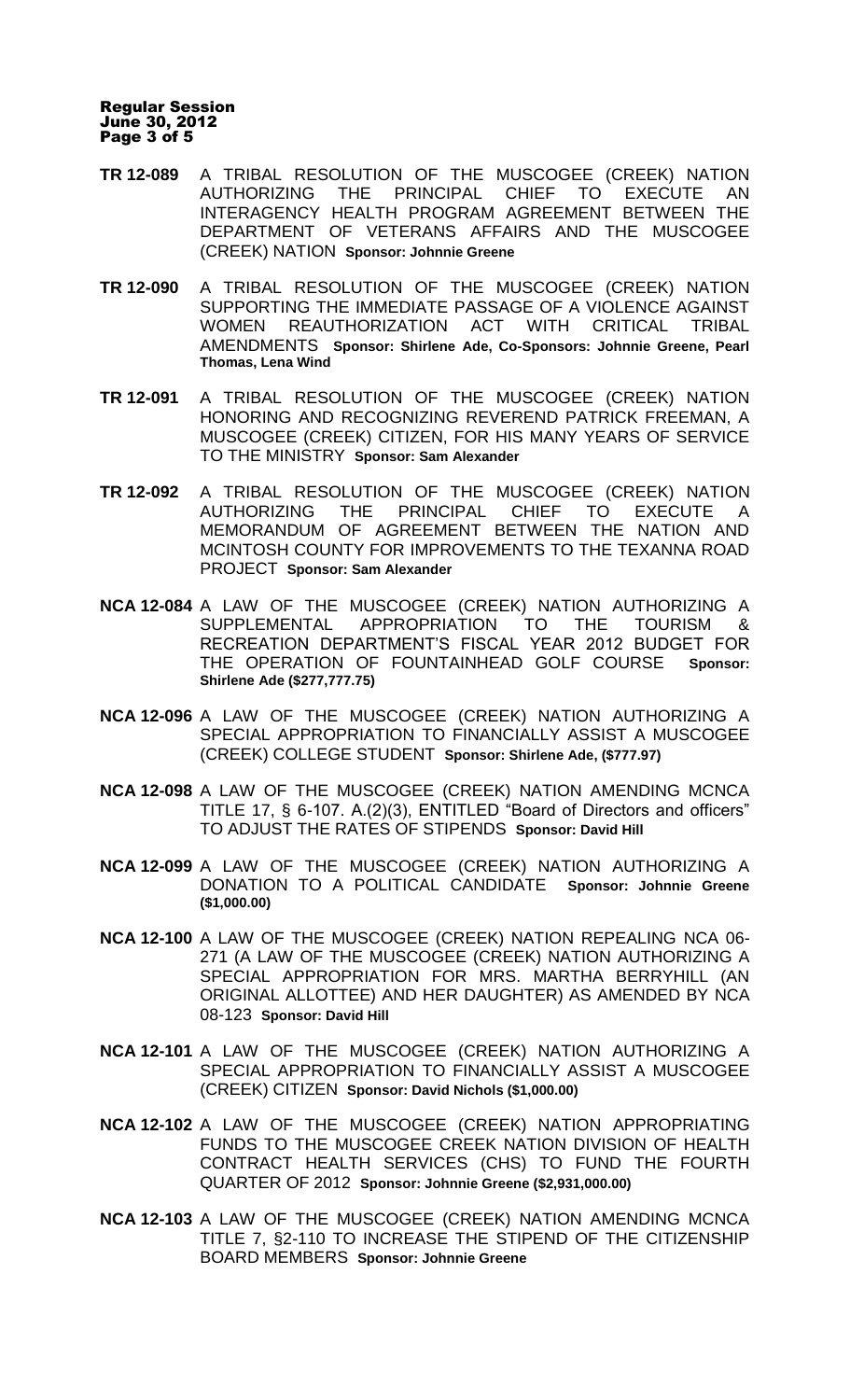**TR 12-089** A TRIBAL RESOLUTION OF THE MUSCOGEE (CREEK) NATION AUTHORIZING THE PRINCIPAL CHIEF TO EXECUTE AN INTERAGENCY HEALTH PROGRAM AGREEMENT BETWEEN THE DEPARTMENT OF VETERANS AFFAIRS AND THE MUSCOGEE (CREEK) NATION **Sponsor: Johnnie Greene**

**TR 12-090** A TRIBAL RESOLUTION OF THE MUSCOGEE (CREEK) NATION SUPPORTING THE IMMEDIATE PASSAGE OF A VIOLENCE AGAINST WOMEN REAUTHORIZATION ACT WITH CRITICAL TRIBAL AMENDMENTS **Sponsor: Shirlene Ade, Co-Sponsors: Johnnie Greene, Pearl Thomas, Lena Wind**

**TR 12-091** A TRIBAL RESOLUTION OF THE MUSCOGEE (CREEK) NATION HONORING AND RECOGNIZING REVEREND PATRICK FREEMAN, A MUSCOGEE (CREEK) CITIZEN, FOR HIS MANY YEARS OF SERVICE TO THE MINISTRY **Sponsor: Sam Alexander**

**TR 12-092** A TRIBAL RESOLUTION OF THE MUSCOGEE (CREEK) NATION AUTHORIZING THE PRINCIPAL CHIEF TO EXECUTE A MEMORANDUM OF AGREEMENT BETWEEN THE NATION AND MCINTOSH COUNTY FOR IMPROVEMENTS TO THE TEXANNA ROAD PROJECT **Sponsor: Sam Alexander**

**NCA 12-084** A LAW OF THE MUSCOGEE (CREEK) NATION AUTHORIZING A SUPPLEMENTAL APPROPRIATION TO THE TOURISM & RECREATION DEPARTMENT'S FISCAL YEAR 2012 BUDGET FOR THE OPERATION OF FOUNTAINHEAD GOLF COURSE **Sponsor: Shirlene Ade ($277,777.75)**

**NCA 12-096** A LAW OF THE MUSCOGEE (CREEK) NATION AUTHORIZING A SPECIAL APPROPRIATION TO FINANCIALLY ASSIST A MUSCOGEE (CREEK) COLLEGE STUDENT **Sponsor: Shirlene Ade, ($777.97)**

**NCA 12-098** A LAW OF THE MUSCOGEE (CREEK) NATION AMENDING MCNCA TITLE 17, § 6-107. A.(2)(3), ENTITLED "Board of Directors and officers" TO ADJUST THE RATES OF STIPENDS **Sponsor: David Hill**

**NCA 12-099** A LAW OF THE MUSCOGEE (CREEK) NATION AUTHORIZING A DONATION TO A POLITICAL CANDIDATE **Sponsor: Johnnie Greene ($1,000.00)**

**NCA 12-100** A LAW OF THE MUSCOGEE (CREEK) NATION REPEALING NCA 06-271 (A LAW OF THE MUSCOGEE (CREEK) NATION AUTHORIZING A SPECIAL APPROPRIATION FOR MRS. MARTHA BERRYHILL (AN ORIGINAL ALLOTTEE) AND HER DAUGHTER) AS AMENDED BY NCA 08-123 **Sponsor: David Hill**

**NCA 12-101** A LAW OF THE MUSCOGEE (CREEK) NATION AUTHORIZING A SPECIAL APPROPRIATION TO FINANCIALLY ASSIST A MUSCOGEE (CREEK) CITIZEN **Sponsor: David Nichols ($1,000.00)**

**NCA 12-102** A LAW OF THE MUSCOGEE (CREEK) NATION APPROPRIATING FUNDS TO THE MUSCOGEE CREEK NATION DIVISION OF HEALTH CONTRACT HEALTH SERVICES (CHS) TO FUND THE FOURTH QUARTER OF 2012 **Sponsor: Johnnie Greene ($2,931,000.00)**

**NCA 12-103** A LAW OF THE MUSCOGEE (CREEK) NATION AMENDING MCNCA TITLE 7, §2-110 TO INCREASE THE STIPEND OF THE CITIZENSHIP BOARD MEMBERS **Sponsor: Johnnie Greene**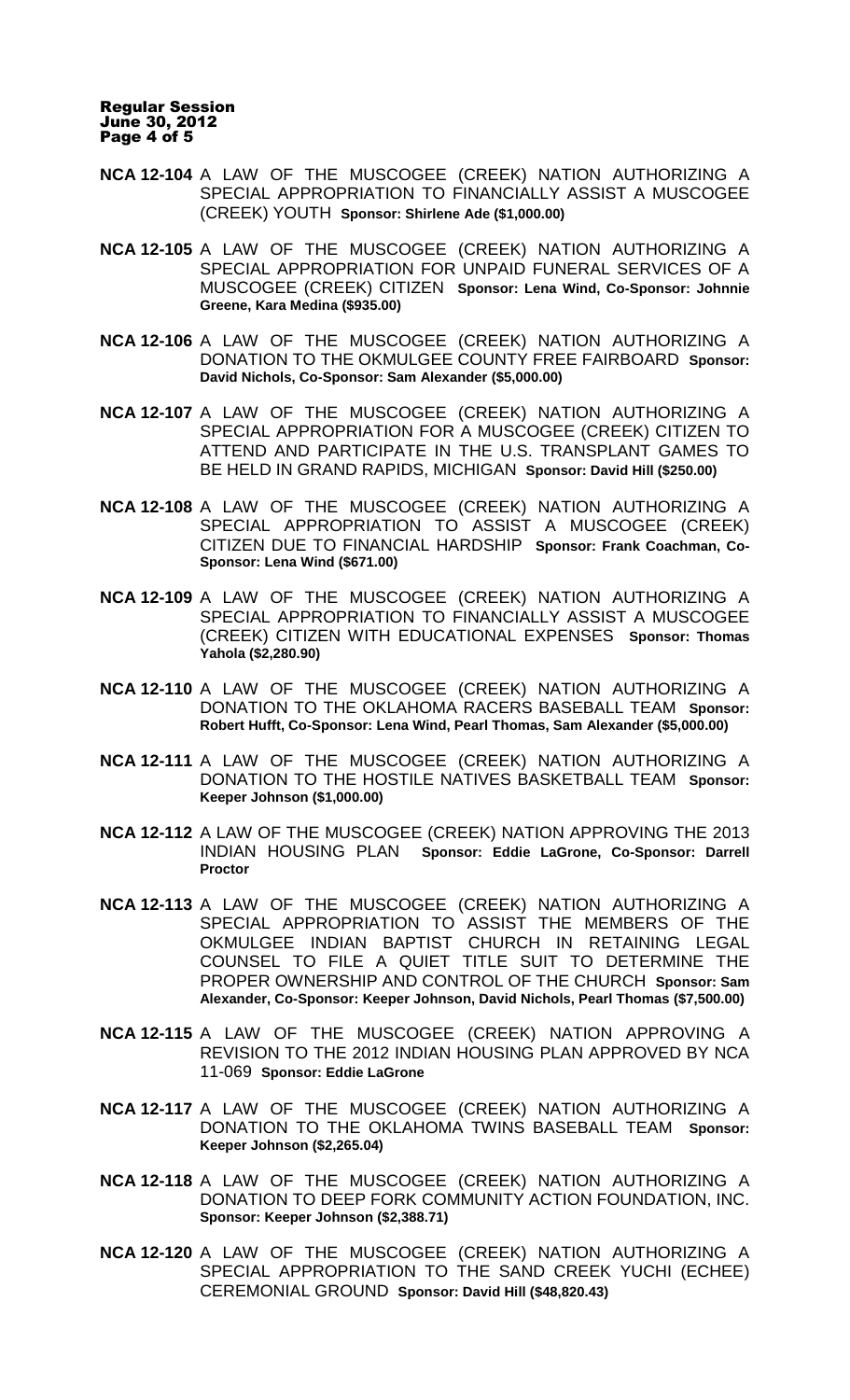**NCA 12-104** A LAW OF THE MUSCOGEE (CREEK) NATION AUTHORIZING A SPECIAL APPROPRIATION TO FINANCIALLY ASSIST A MUSCOGEE (CREEK) YOUTH **Sponsor: Shirlene Ade ($1,000.00)**

**NCA 12-105** A LAW OF THE MUSCOGEE (CREEK) NATION AUTHORIZING A SPECIAL APPROPRIATION FOR UNPAID FUNERAL SERVICES OF A MUSCOGEE (CREEK) CITIZEN **Sponsor: Lena Wind, Co-Sponsor: Johnnie Greene, Kara Medina ($935.00)**

**NCA 12-106** A LAW OF THE MUSCOGEE (CREEK) NATION AUTHORIZING A DONATION TO THE OKMULGEE COUNTY FREE FAIRBOARD **Sponsor: David Nichols, Co-Sponsor: Sam Alexander ($5,000.00)**

**NCA 12-107** A LAW OF THE MUSCOGEE (CREEK) NATION AUTHORIZING A SPECIAL APPROPRIATION FOR A MUSCOGEE (CREEK) CITIZEN TO ATTEND AND PARTICIPATE IN THE U.S. TRANSPLANT GAMES TO BE HELD IN GRAND RAPIDS, MICHIGAN **Sponsor: David Hill ($250.00)**

**NCA 12-108** A LAW OF THE MUSCOGEE (CREEK) NATION AUTHORIZING A SPECIAL APPROPRIATION TO ASSIST A MUSCOGEE (CREEK) CITIZEN DUE TO FINANCIAL HARDSHIP **Sponsor: Frank Coachman, Co-Sponsor: Lena Wind ($671.00)**

**NCA 12-109** A LAW OF THE MUSCOGEE (CREEK) NATION AUTHORIZING A SPECIAL APPROPRIATION TO FINANCIALLY ASSIST A MUSCOGEE (CREEK) CITIZEN WITH EDUCATIONAL EXPENSES **Sponsor: Thomas Yahola ($2,280.90)**

**NCA 12-110** A LAW OF THE MUSCOGEE (CREEK) NATION AUTHORIZING A DONATION TO THE OKLAHOMA RACERS BASEBALL TEAM **Sponsor: Robert Hufft, Co-Sponsor: Lena Wind, Pearl Thomas, Sam Alexander ($5,000.00)**

**NCA 12-111** A LAW OF THE MUSCOGEE (CREEK) NATION AUTHORIZING A DONATION TO THE HOSTILE NATIVES BASKETBALL TEAM **Sponsor: Keeper Johnson ($1,000.00)**

**NCA 12-112** A LAW OF THE MUSCOGEE (CREEK) NATION APPROVING THE 2013 INDIAN HOUSING PLAN **Sponsor: Eddie LaGrone, Co-Sponsor: Darrell Proctor**

**NCA 12-113** A LAW OF THE MUSCOGEE (CREEK) NATION AUTHORIZING A SPECIAL APPROPRIATION TO ASSIST THE MEMBERS OF THE OKMULGEE INDIAN BAPTIST CHURCH IN RETAINING LEGAL COUNSEL TO FILE A QUIET TITLE SUIT TO DETERMINE THE PROPER OWNERSHIP AND CONTROL OF THE CHURCH **Sponsor: Sam Alexander, Co-Sponsor: Keeper Johnson, David Nichols, Pearl Thomas ($7,500.00)**

**NCA 12-115** A LAW OF THE MUSCOGEE (CREEK) NATION APPROVING A REVISION TO THE 2012 INDIAN HOUSING PLAN APPROVED BY NCA 11-069 **Sponsor: Eddie LaGrone**

**NCA 12-117** A LAW OF THE MUSCOGEE (CREEK) NATION AUTHORIZING A DONATION TO THE OKLAHOMA TWINS BASEBALL TEAM **Sponsor: Keeper Johnson ($2,265.04)**

**NCA 12-118** A LAW OF THE MUSCOGEE (CREEK) NATION AUTHORIZING A DONATION TO DEEP FORK COMMUNITY ACTION FOUNDATION, INC. **Sponsor: Keeper Johnson ($2,388.71)**

**NCA 12-120** A LAW OF THE MUSCOGEE (CREEK) NATION AUTHORIZING A SPECIAL APPROPRIATION TO THE SAND CREEK YUCHI (ECHEE) CEREMONIAL GROUND **Sponsor: David Hill ($48,820.43)**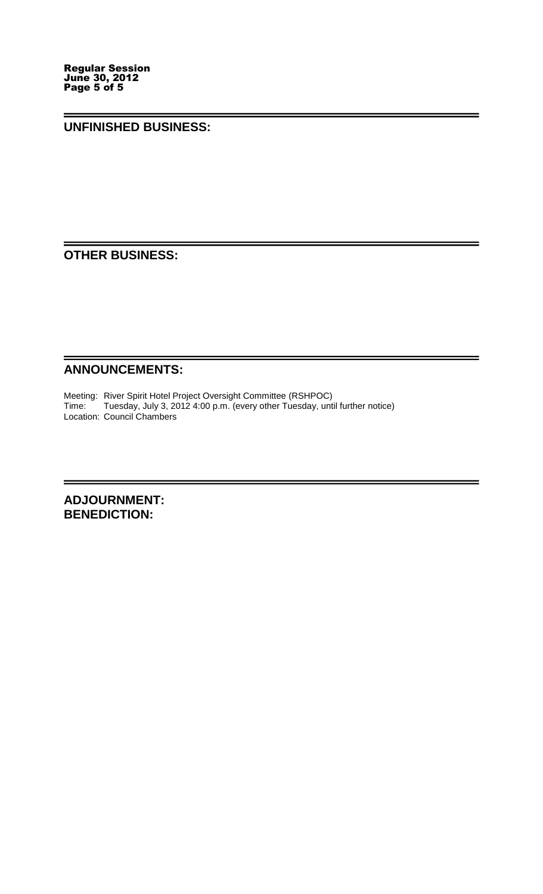## UNFINISHED BUSINESS:

## OTHER BUSINESS:

## ANNOUNCEMENTS:

Meeting: River Spirit Hotel Project Oversight Committee (RSHPOC)
Time: Tuesday, July 3, 2012 4:00 p.m. (every other Tuesday, until further notice)
Location: Council Chambers

## ADJOURNMENT:
## BENEDICTION: